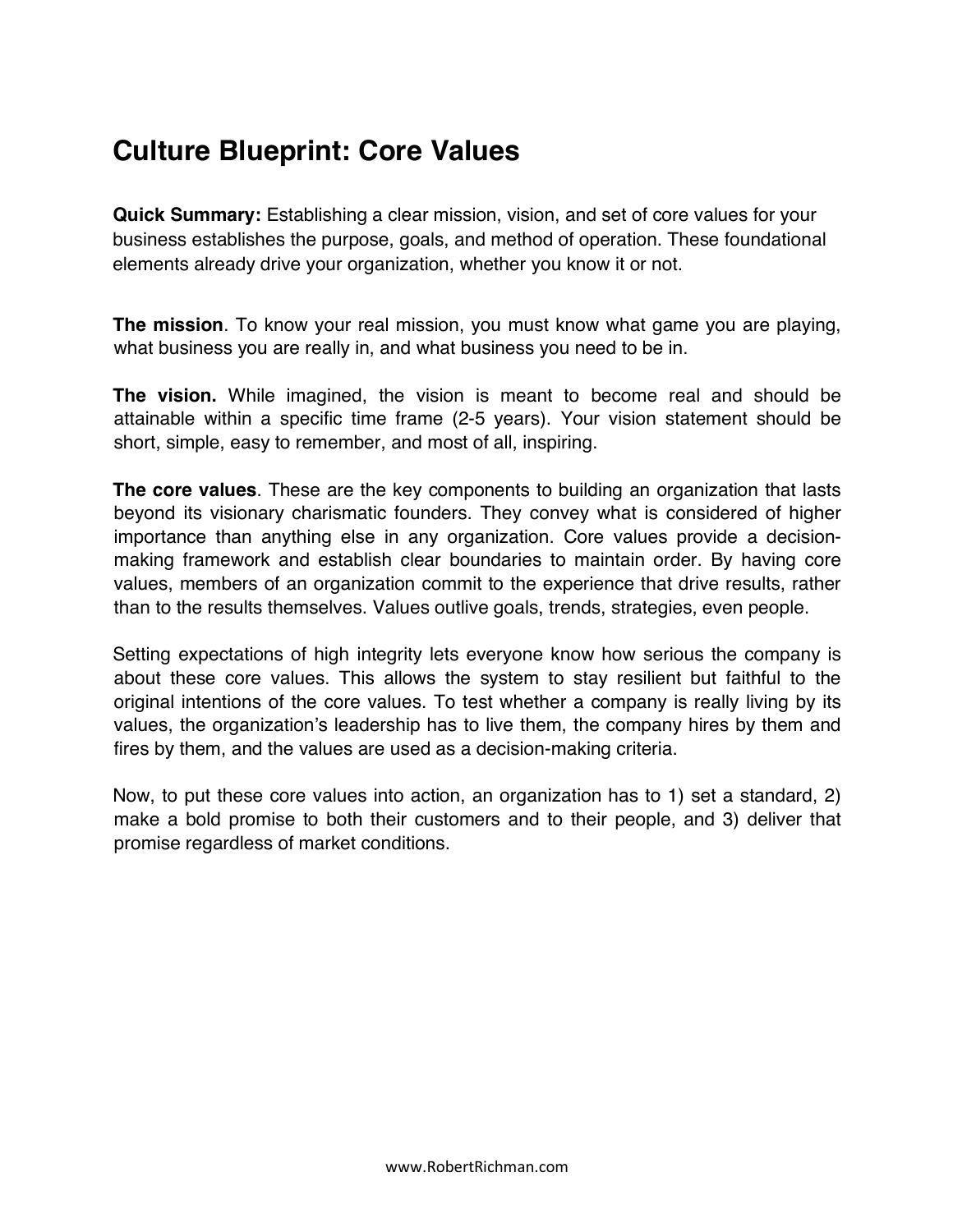# Culture Blueprint: Core Values

**Quick Summary:** Establishing a clear mission, vision, and set of core values for your business establishes the purpose, goals, and method of operation. These foundational elements already drive your organization, whether you know it or not.

**The mission**. To know your real mission, you must know what game you are playing, what business you are really in, and what business you need to be in.

**The vision.** While imagined, the vision is meant to become real and should be attainable within a specific time frame (2-5 years). Your vision statement should be short, simple, easy to remember, and most of all, inspiring.

**The core values**. These are the key components to building an organization that lasts beyond its visionary charismatic founders. They convey what is considered of higher importance than anything else in any organization. Core values provide a decision-making framework and establish clear boundaries to maintain order. By having core values, members of an organization commit to the experience that drive results, rather than to the results themselves. Values outlive goals, trends, strategies, even people.

Setting expectations of high integrity lets everyone know how serious the company is about these core values. This allows the system to stay resilient but faithful to the original intentions of the core values. To test whether a company is really living by its values, the organization's leadership has to live them, the company hires by them and fires by them, and the values are used as a decision-making criteria.

Now, to put these core values into action, an organization has to 1) set a standard, 2) make a bold promise to both their customers and to their people, and 3) deliver that promise regardless of market conditions.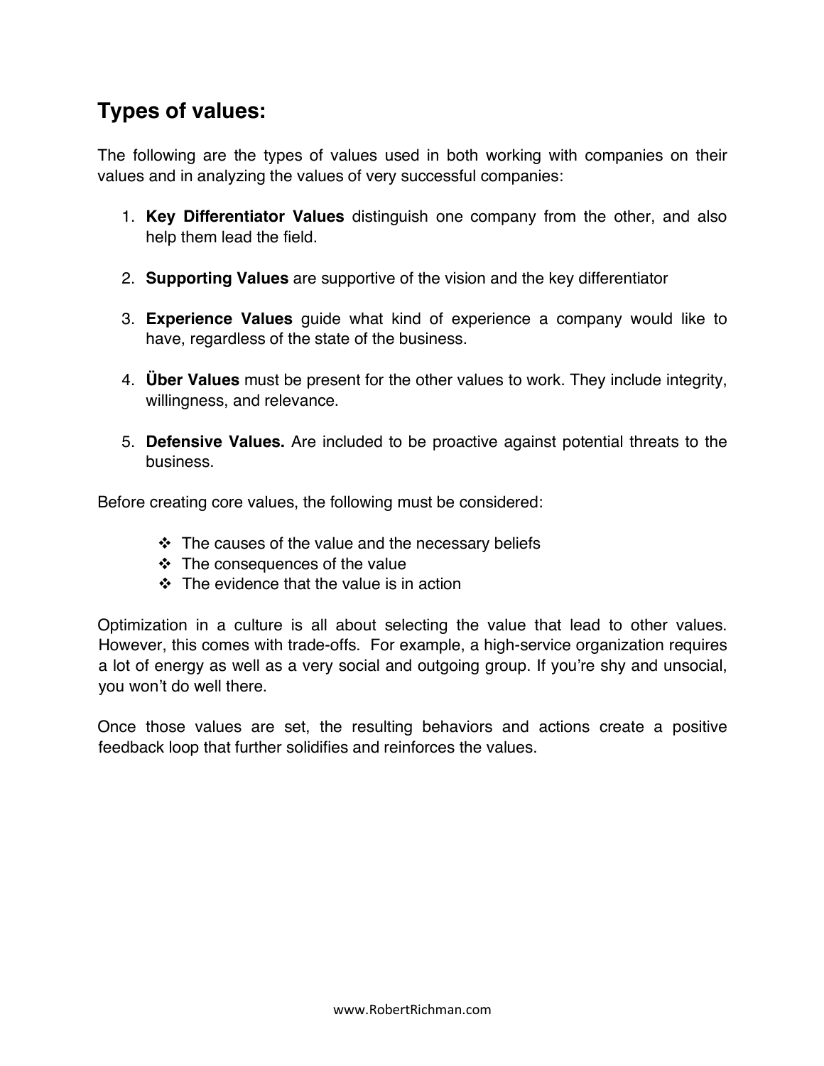## Types of values:

The following are the types of values used in both working with companies on their values and in analyzing the values of very successful companies:

1. **Key Differentiator Values** distinguish one company from the other, and also help them lead the field.

2. **Supporting Values** are supportive of the vision and the key differentiator

3. **Experience Values** guide what kind of experience a company would like to have, regardless of the state of the business.

4. **Über Values** must be present for the other values to work. They include integrity, willingness, and relevance.

5. **Defensive Values.** Are included to be proactive against potential threats to the business.

Before creating core values, the following must be considered:

- The causes of the value and the necessary beliefs
- The consequences of the value
- The evidence that the value is in action

Optimization in a culture is all about selecting the value that lead to other values. However, this comes with trade-offs. For example, a high-service organization requires a lot of energy as well as a very social and outgoing group. If you're shy and unsocial, you won't do well there.

Once those values are set, the resulting behaviors and actions create a positive feedback loop that further solidifies and reinforces the values.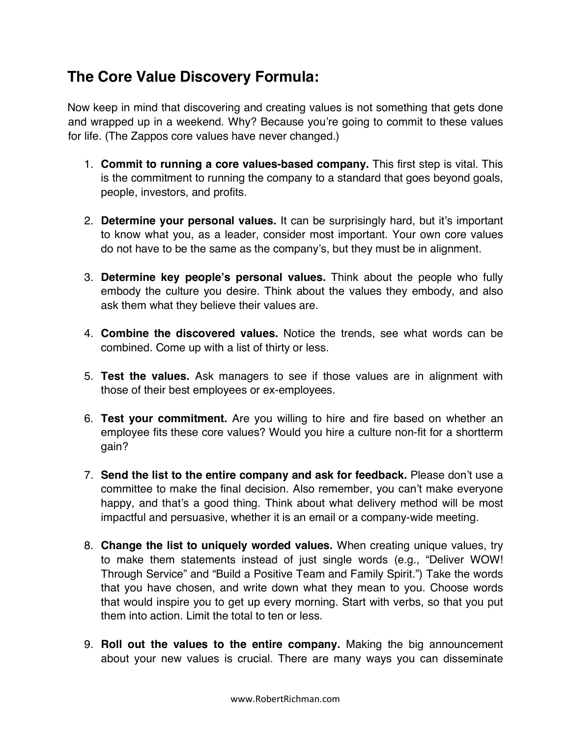## The Core Value Discovery Formula:

Now keep in mind that discovering and creating values is not something that gets done and wrapped up in a weekend. Why? Because you're going to commit to these values for life. (The Zappos core values have never changed.)

1. **Commit to running a core values-based company.** This first step is vital. This is the commitment to running the company to a standard that goes beyond goals, people, investors, and profits.

2. **Determine your personal values.** It can be surprisingly hard, but it's important to know what you, as a leader, consider most important. Your own core values do not have to be the same as the company's, but they must be in alignment.

3. **Determine key people's personal values.** Think about the people who fully embody the culture you desire. Think about the values they embody, and also ask them what they believe their values are.

4. **Combine the discovered values.** Notice the trends, see what words can be combined. Come up with a list of thirty or less.

5. **Test the values.** Ask managers to see if those values are in alignment with those of their best employees or ex-employees.

6. **Test your commitment.** Are you willing to hire and fire based on whether an employee fits these core values? Would you hire a culture non-fit for a shortterm gain?

7. **Send the list to the entire company and ask for feedback.** Please don't use a committee to make the final decision. Also remember, you can't make everyone happy, and that's a good thing. Think about what delivery method will be most impactful and persuasive, whether it is an email or a company-wide meeting.

8. **Change the list to uniquely worded values.** When creating unique values, try to make them statements instead of just single words (e.g., "Deliver WOW! Through Service" and "Build a Positive Team and Family Spirit.") Take the words that you have chosen, and write down what they mean to you. Choose words that would inspire you to get up every morning. Start with verbs, so that you put them into action. Limit the total to ten or less.

9. **Roll out the values to the entire company.** Making the big announcement about your new values is crucial. There are many ways you can disseminate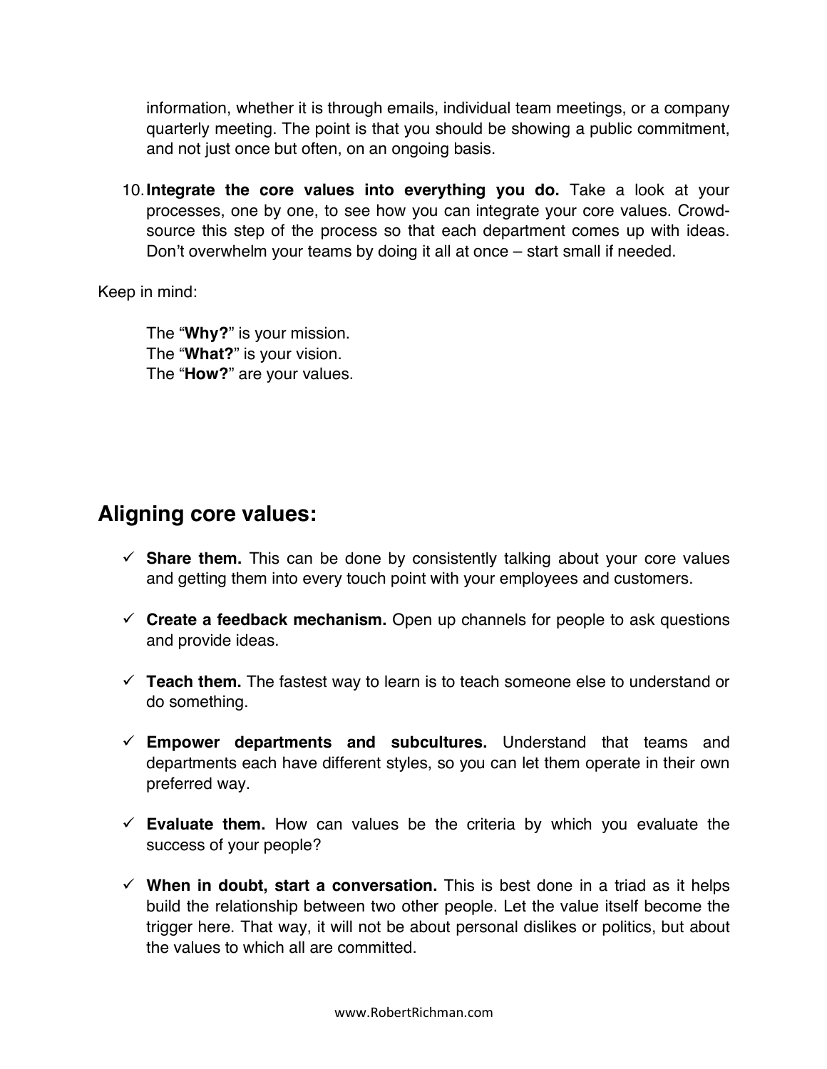information, whether it is through emails, individual team meetings, or a company quarterly meeting. The point is that you should be showing a public commitment, and not just once but often, on an ongoing basis.

10. **Integrate the core values into everything you do.** Take a look at your processes, one by one, to see how you can integrate your core values. Crowd-source this step of the process so that each department comes up with ideas. Don't overwhelm your teams by doing it all at once – start small if needed.

Keep in mind:

> The "**Why?**" is your mission.
> The "**What?**" is your vision.
> The "**How?**" are your values.

## Aligning core values:

- ✓ **Share them.** This can be done by consistently talking about your core values and getting them into every touch point with your employees and customers.
- ✓ **Create a feedback mechanism.** Open up channels for people to ask questions and provide ideas.
- ✓ **Teach them.** The fastest way to learn is to teach someone else to understand or do something.
- ✓ **Empower departments and subcultures.** Understand that teams and departments each have different styles, so you can let them operate in their own preferred way.
- ✓ **Evaluate them.** How can values be the criteria by which you evaluate the success of your people?
- ✓ **When in doubt, start a conversation.** This is best done in a triad as it helps build the relationship between two other people. Let the value itself become the trigger here. That way, it will not be about personal dislikes or politics, but about the values to which all are committed.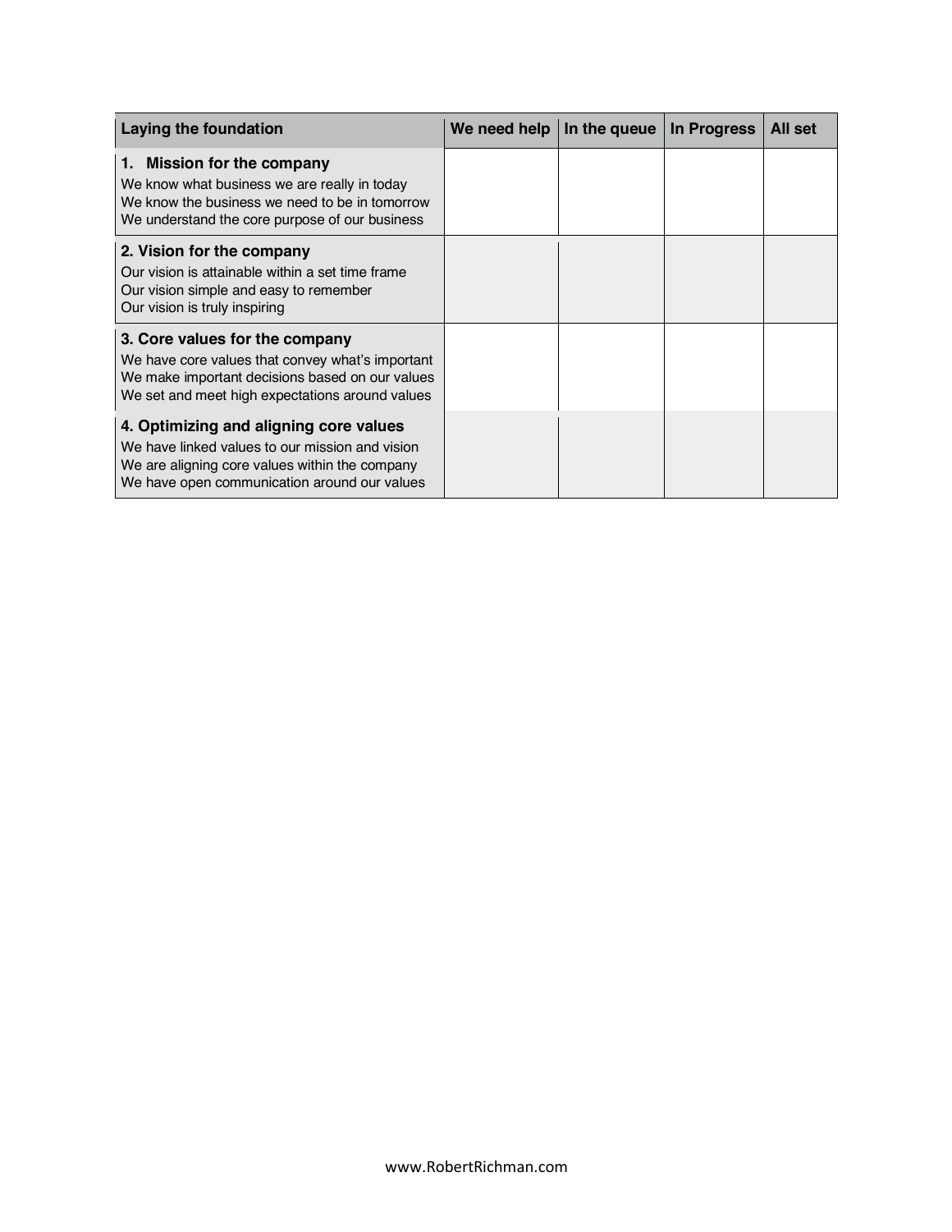| Laying the foundation | We need help | In the queue | In Progress | All set |
| --- | --- | --- | --- | --- |
| **1. Mission for the company**<br>We know what business we are really in today<br>We know the business we need to be in tomorrow<br>We understand the core purpose of our business | | | | |
| **2. Vision for the company**<br>Our vision is attainable within a set time frame<br>Our vision simple and easy to remember<br>Our vision is truly inspiring | | | | |
| **3. Core values for the company**<br>We have core values that convey what's important<br>We make important decisions based on our values<br>We set and meet high expectations around values | | | | |
| **4. Optimizing and aligning core values**<br>We have linked values to our mission and vision<br>We are aligning core values within the company<br>We have open communication around our values | | | | |

www.RobertRichman.com